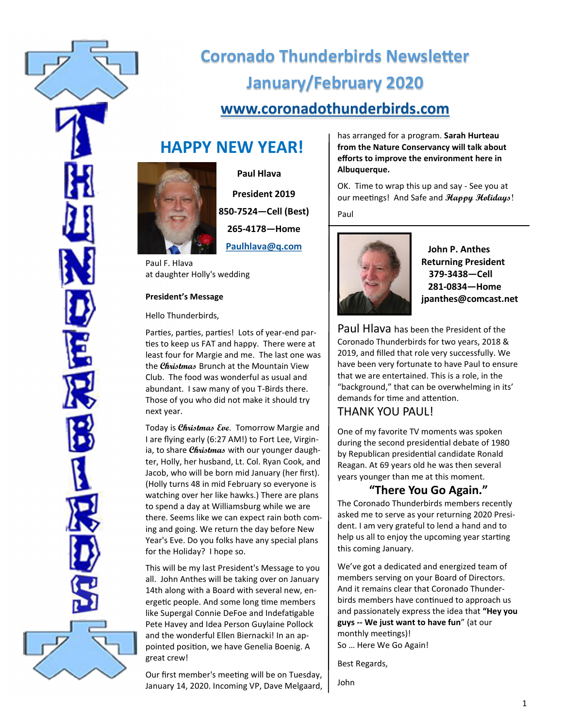# Coronado Thunderbirds Newsletter

# January/February 2020

## www.coronadothunderbirds.com

## HAPPY NEW YEAR!

**Paul Hlava**

**President 2019**

**850-7524—Cell (Best)**

**265-4178—Home**

**Paulhlava@q.com**

Paul F. Hlava
at daughter Holly's wedding

**President's Message**

Hello Thunderbirds,

Parties, parties, parties! Lots of year-end parties to keep us FAT and happy. There were at least four for Margie and me. The last one was the ***Christmas*** Brunch at the Mountain View Club. The food was wonderful as usual and abundant. I saw many of you T-Birds there. Those of you who did not make it should try next year.

Today is ***Christmas Eve***. Tomorrow Margie and I are flying early (6:27 AM!) to Fort Lee, Virginia, to share ***Christmas*** with our younger daughter, Holly, her husband, Lt. Col. Ryan Cook, and Jacob, who will be born mid January (her first). (Holly turns 48 in mid February so everyone is watching over her like hawks.) There are plans to spend a day at Williamsburg while we are there. Seems like we can expect rain both coming and going. We return the day before New Year's Eve. Do you folks have any special plans for the Holiday? I hope so.

This will be my last President's Message to you all. John Anthes will be taking over on January 14th along with a Board with several new, energetic people. And some long time members like Supergal Connie DeFoe and Indefatigable Pete Havey and Idea Person Guylaine Pollock and the wonderful Ellen Biernacki! In an appointed position, we have Genelia Boenig. A great crew!

Our first member's meeting will be on Tuesday, January 14, 2020. Incoming VP, Dave Melgaard, has arranged for a program. **Sarah Hurteau from the Nature Conservancy will talk about efforts to improve the environment here in Albuquerque.**

OK. Time to wrap this up and say - See you at our meetings! And Safe and ***Happy Holidays***!

Paul

---

**John P. Anthes**
**Returning President**
**379-3438—Cell**
**281-0834—Home**
**jpanthes@comcast.net**

Paul Hlava has been the President of the Coronado Thunderbirds for two years, 2018 & 2019, and filled that role very successfully. We have been very fortunate to have Paul to ensure that we are entertained. This is a role, in the "background," that can be overwhelming in its' demands for time and attention.

THANK YOU PAUL!

One of my favorite TV moments was spoken during the second presidential debate of 1980 by Republican presidential candidate Ronald Reagan. At 69 years old he was then several years younger than me at this moment.

**"There You Go Again."**

The Coronado Thunderbirds members recently asked me to serve as your returning 2020 President. I am very grateful to lend a hand and to help us all to enjoy the upcoming year starting this coming January.

We've got a dedicated and energized team of members serving on your Board of Directors. And it remains clear that Coronado Thunderbirds members have continued to approach us and passionately express the idea that **"Hey you guys -- We just want to have fun**" (at our monthly meetings)!
So … Here We Go Again!

Best Regards,

John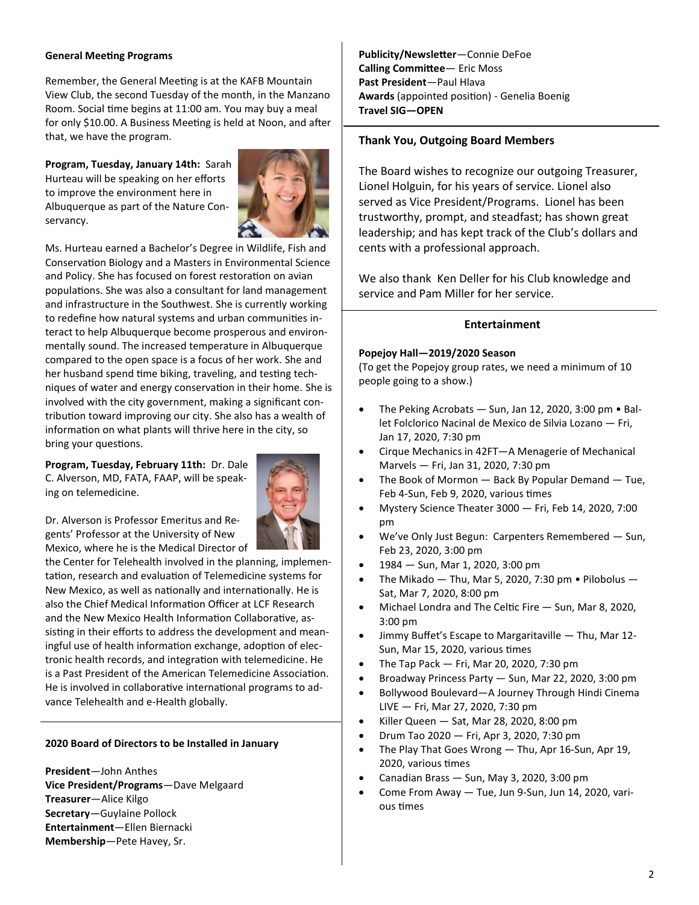**General Meeting Programs**

Remember, the General Meeting is at the KAFB Mountain View Club, the second Tuesday of the month, in the Manzano Room. Social time begins at 11:00 am. You may buy a meal for only $10.00. A Business Meeting is held at Noon, and after that, we have the program.

**Program, Tuesday, January 14th:** Sarah Hurteau will be speaking on her efforts to improve the environment here in Albuquerque as part of the Nature Conservancy.

Ms. Hurteau earned a Bachelor's Degree in Wildlife, Fish and Conservation Biology and a Masters in Environmental Science and Policy. She has focused on forest restoration on avian populations. She was also a consultant for land management and infrastructure in the Southwest. She is currently working to redefine how natural systems and urban communities interact to help Albuquerque become prosperous and environmentally sound. The increased temperature in Albuquerque compared to the open space is a focus of her work. She and her husband spend time biking, traveling, and testing techniques of water and energy conservation in their home. She is involved with the city government, making a significant contribution toward improving our city. She also has a wealth of information on what plants will thrive here in the city, so bring your questions.

**Program, Tuesday, February 11th:** Dr. Dale C. Alverson, MD, FATA, FAAP, will be speaking on telemedicine.

Dr. Alverson is Professor Emeritus and Regents' Professor at the University of New Mexico, where he is the Medical Director of the Center for Telehealth involved in the planning, implementation, research and evaluation of Telemedicine systems for New Mexico, as well as nationally and internationally. He is also the Chief Medical Information Officer at LCF Research and the New Mexico Health Information Collaborative, assisting in their efforts to address the development and meaningful use of health information exchange, adoption of electronic health records, and integration with telemedicine. He is a Past President of the American Telemedicine Association. He is involved in collaborative international programs to advance Telehealth and e-Health globally.

**2020 Board of Directors to be Installed in January**

**President**—John Anthes
**Vice President/Programs**—Dave Melgaard
**Treasurer**—Alice Kilgo
**Secretary**—Guylaine Pollock
**Entertainment**—Ellen Biernacki
**Membership**—Pete Havey, Sr.
**Publicity/Newsletter**—Connie DeFoe
**Calling Committee**— Eric Moss
**Past President**—Paul Hlava
**Awards** (appointed position) - Genelia Boenig
**Travel SIG—OPEN**

## Thank You, Outgoing Board Members

The Board wishes to recognize our outgoing Treasurer, Lionel Holguin, for his years of service. Lionel also served as Vice President/Programs. Lionel has been trustworthy, prompt, and steadfast; has shown great leadership; and has kept track of the Club's dollars and cents with a professional approach.

We also thank Ken Deller for his Club knowledge and service and Pam Miller for her service.

## Entertainment

**Popejoy Hall—2019/2020 Season**
(To get the Popejoy group rates, we need a minimum of 10 people going to a show.)

- The Peking Acrobats — Sun, Jan 12, 2020, 3:00 pm • Ballet Folclorico Nacinal de Mexico de Silvia Lozano — Fri, Jan 17, 2020, 7:30 pm
- Cirque Mechanics in 42FT—A Menagerie of Mechanical Marvels — Fri, Jan 31, 2020, 7:30 pm
- The Book of Mormon — Back By Popular Demand — Tue, Feb 4-Sun, Feb 9, 2020, various times
- Mystery Science Theater 3000 — Fri, Feb 14, 2020, 7:00 pm
- We've Only Just Begun: Carpenters Remembered — Sun, Feb 23, 2020, 3:00 pm
- 1984 — Sun, Mar 1, 2020, 3:00 pm
- The Mikado — Thu, Mar 5, 2020, 7:30 pm • Pilobolus — Sat, Mar 7, 2020, 8:00 pm
- Michael Londra and The Celtic Fire — Sun, Mar 8, 2020, 3:00 pm
- Jimmy Buffet's Escape to Margaritaville — Thu, Mar 12-Sun, Mar 15, 2020, various times
- The Tap Pack — Fri, Mar 20, 2020, 7:30 pm
- Broadway Princess Party — Sun, Mar 22, 2020, 3:00 pm
- Bollywood Boulevard—A Journey Through Hindi Cinema LIVE — Fri, Mar 27, 2020, 7:30 pm
- Killer Queen — Sat, Mar 28, 2020, 8:00 pm
- Drum Tao 2020 — Fri, Apr 3, 2020, 7:30 pm
- The Play That Goes Wrong — Thu, Apr 16-Sun, Apr 19, 2020, various times
- Canadian Brass — Sun, May 3, 2020, 3:00 pm
- Come From Away — Tue, Jun 9-Sun, Jun 14, 2020, various times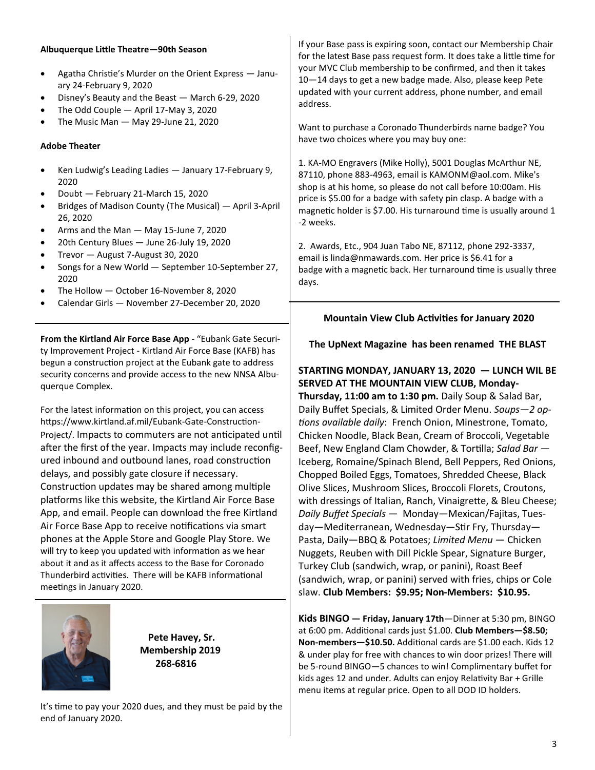**Albuquerque Little Theatre—90th Season**

- Agatha Christie's Murder on the Orient Express — January 24-February 9, 2020
- Disney's Beauty and the Beast — March 6-29, 2020
- The Odd Couple — April 17-May 3, 2020
- The Music Man — May 29-June 21, 2020

**Adobe Theater**

- Ken Ludwig's Leading Ladies — January 17-February 9, 2020
- Doubt — February 21-March 15, 2020
- Bridges of Madison County (The Musical) — April 3-April 26, 2020
- Arms and the Man — May 15-June 7, 2020
- 20th Century Blues — June 26-July 19, 2020
- Trevor — August 7-August 30, 2020
- Songs for a New World — September 10-September 27, 2020
- The Hollow — October 16-November 8, 2020
- Calendar Girls — November 27-December 20, 2020

---

**From the Kirtland Air Force Base App** - "Eubank Gate Security Improvement Project - Kirtland Air Force Base (KAFB) has begun a construction project at the Eubank gate to address security concerns and provide access to the new NNSA Albuquerque Complex.

For the latest information on this project, you can access https://www.kirtland.af.mil/Eubank-Gate-Construction-Project/. Impacts to commuters are not anticipated until after the first of the year. Impacts may include reconfigured inbound and outbound lanes, road construction delays, and possibly gate closure if necessary. Construction updates may be shared among multiple platforms like this website, the Kirtland Air Force Base App, and email. People can download the free Kirtland Air Force Base App to receive notifications via smart phones at the Apple Store and Google Play Store. We will try to keep you updated with information as we hear about it and as it affects access to the Base for Coronado Thunderbird activities. There will be KAFB informational meetings in January 2020.

---

**Pete Havey, Sr.**
**Membership 2019**
**268-6816**

It's time to pay your 2020 dues, and they must be paid by the end of January 2020.

If your Base pass is expiring soon, contact our Membership Chair for the latest Base pass request form. It does take a little time for your MVC Club membership to be confirmed, and then it takes 10—14 days to get a new badge made. Also, please keep Pete updated with your current address, phone number, and email address.

Want to purchase a Coronado Thunderbirds name badge? You have two choices where you may buy one:

1. KA-MO Engravers (Mike Holly), 5001 Douglas McArthur NE, 87110, phone 883-4963, email is KAMONM@aol.com. Mike's shop is at his home, so please do not call before 10:00am. His price is $5.00 for a badge with safety pin clasp. A badge with a magnetic holder is $7.00. His turnaround time is usually around 1-2 weeks.

2. Awards, Etc., 904 Juan Tabo NE, 87112, phone 292-3337, email is linda@nmawards.com. Her price is $6.41 for a badge with a magnetic back. Her turnaround time is usually three days.

---

**Mountain View Club Activities for January 2020**

**The UpNext Magazine has been renamed THE BLAST**

**STARTING MONDAY, JANUARY 13, 2020 — LUNCH WIL BE SERVED AT THE MOUNTAIN VIEW CLUB, Monday-Thursday, 11:00 am to 1:30 pm.** Daily Soup & Salad Bar, Daily Buffet Specials, & Limited Order Menu. *Soups—2 options available daily*: French Onion, Minestrone, Tomato, Chicken Noodle, Black Bean, Cream of Broccoli, Vegetable Beef, New England Clam Chowder, & Tortilla; *Salad Bar* — Iceberg, Romaine/Spinach Blend, Bell Peppers, Red Onions, Chopped Boiled Eggs, Tomatoes, Shredded Cheese, Black Olive Slices, Mushroom Slices, Broccoli Florets, Croutons, with dressings of Italian, Ranch, Vinaigrette, & Bleu Cheese; *Daily Buffet Specials* — Monday—Mexican/Fajitas, Tuesday—Mediterranean, Wednesday—Stir Fry, Thursday—Pasta, Daily—BBQ & Potatoes; *Limited Menu* — Chicken Nuggets, Reuben with Dill Pickle Spear, Signature Burger, Turkey Club (sandwich, wrap, or panini), Roast Beef (sandwich, wrap, or panini) served with fries, chips or Cole slaw. **Club Members: $9.95; Non-Members: $10.95.**

**Kids BINGO — Friday, January 17th**—Dinner at 5:30 pm, BINGO at 6:00 pm. Additional cards just $1.00. **Club Members—$8.50; Non-members—$10.50.** Additional cards are $1.00 each. Kids 12 & under play for free with chances to win door prizes! There will be 5-round BINGO—5 chances to win! Complimentary buffet for kids ages 12 and under. Adults can enjoy Relativity Bar + Grille menu items at regular price. Open to all DOD ID holders.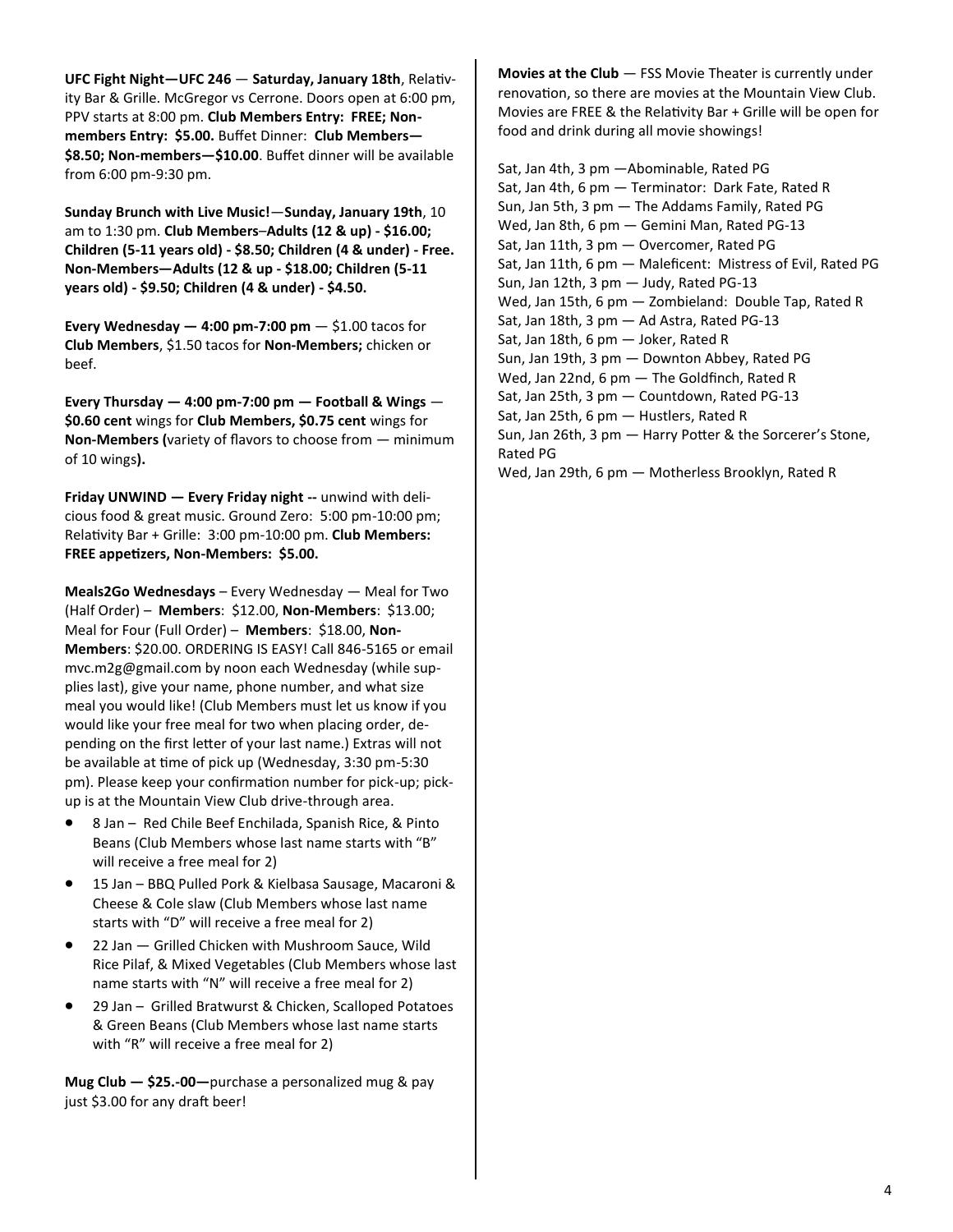**UFC Fight Night—UFC 246** — **Saturday, January 18th**, Relativity Bar & Grille. McGregor vs Cerrone. Doors open at 6:00 pm, PPV starts at 8:00 pm. **Club Members Entry: FREE; Non-members Entry: $5.00.** Buffet Dinner: **Club Members—$8.50; Non-members—$10.00**. Buffet dinner will be available from 6:00 pm-9:30 pm.

**Sunday Brunch with Live Music!**—**Sunday, January 19th**, 10 am to 1:30 pm. **Club Members–Adults (12 & up) - $16.00; Children (5-11 years old) - $8.50; Children (4 & under) - Free. Non-Members—Adults (12 & up - $18.00; Children (5-11 years old) - $9.50; Children (4 & under) - $4.50.**

**Every Wednesday — 4:00 pm-7:00 pm** — $1.00 tacos for **Club Members**, $1.50 tacos for **Non-Members;** chicken or beef.

**Every Thursday — 4:00 pm-7:00 pm — Football & Wings** — **$0.60 cent** wings for **Club Members, $0.75 cent** wings for **Non-Members (**variety of flavors to choose from — minimum of 10 wings**).**

**Friday UNWIND — Every Friday night --** unwind with delicious food & great music. Ground Zero: 5:00 pm-10:00 pm; Relativity Bar + Grille: 3:00 pm-10:00 pm. **Club Members: FREE appetizers, Non-Members: $5.00.**

**Meals2Go Wednesdays** – Every Wednesday — Meal for Two (Half Order) – **Members**: $12.00, **Non-Members**: $13.00; Meal for Four (Full Order) – **Members**: $18.00, **Non-Members**: $20.00. ORDERING IS EASY! Call 846-5165 or email mvc.m2g@gmail.com by noon each Wednesday (while supplies last), give your name, phone number, and what size meal you would like! (Club Members must let us know if you would like your free meal for two when placing order, depending on the first letter of your last name.) Extras will not be available at time of pick up (Wednesday, 3:30 pm-5:30 pm). Please keep your confirmation number for pick-up; pick-up is at the Mountain View Club drive-through area.

- 8 Jan – Red Chile Beef Enchilada, Spanish Rice, & Pinto Beans (Club Members whose last name starts with "B" will receive a free meal for 2)
- 15 Jan – BBQ Pulled Pork & Kielbasa Sausage, Macaroni & Cheese & Cole slaw (Club Members whose last name starts with "D" will receive a free meal for 2)
- 22 Jan — Grilled Chicken with Mushroom Sauce, Wild Rice Pilaf, & Mixed Vegetables (Club Members whose last name starts with "N" will receive a free meal for 2)
- 29 Jan – Grilled Bratwurst & Chicken, Scalloped Potatoes & Green Beans (Club Members whose last name starts with "R" will receive a free meal for 2)

**Mug Club — $25.-00—**purchase a personalized mug & pay just $3.00 for any draft beer!

**Movies at the Club** — FSS Movie Theater is currently under renovation, so there are movies at the Mountain View Club. Movies are FREE & the Relativity Bar + Grille will be open for food and drink during all movie showings!

Sat, Jan 4th, 3 pm —Abominable, Rated PG
Sat, Jan 4th, 6 pm — Terminator: Dark Fate, Rated R
Sun, Jan 5th, 3 pm — The Addams Family, Rated PG
Wed, Jan 8th, 6 pm — Gemini Man, Rated PG-13
Sat, Jan 11th, 3 pm — Overcomer, Rated PG
Sat, Jan 11th, 6 pm — Maleficent: Mistress of Evil, Rated PG
Sun, Jan 12th, 3 pm — Judy, Rated PG-13
Wed, Jan 15th, 6 pm — Zombieland: Double Tap, Rated R
Sat, Jan 18th, 3 pm — Ad Astra, Rated PG-13
Sat, Jan 18th, 6 pm — Joker, Rated R
Sun, Jan 19th, 3 pm — Downton Abbey, Rated PG
Wed, Jan 22nd, 6 pm — The Goldfinch, Rated R
Sat, Jan 25th, 3 pm — Countdown, Rated PG-13
Sat, Jan 25th, 6 pm — Hustlers, Rated R
Sun, Jan 26th, 3 pm — Harry Potter & the Sorcerer's Stone, Rated PG
Wed, Jan 29th, 6 pm — Motherless Brooklyn, Rated R